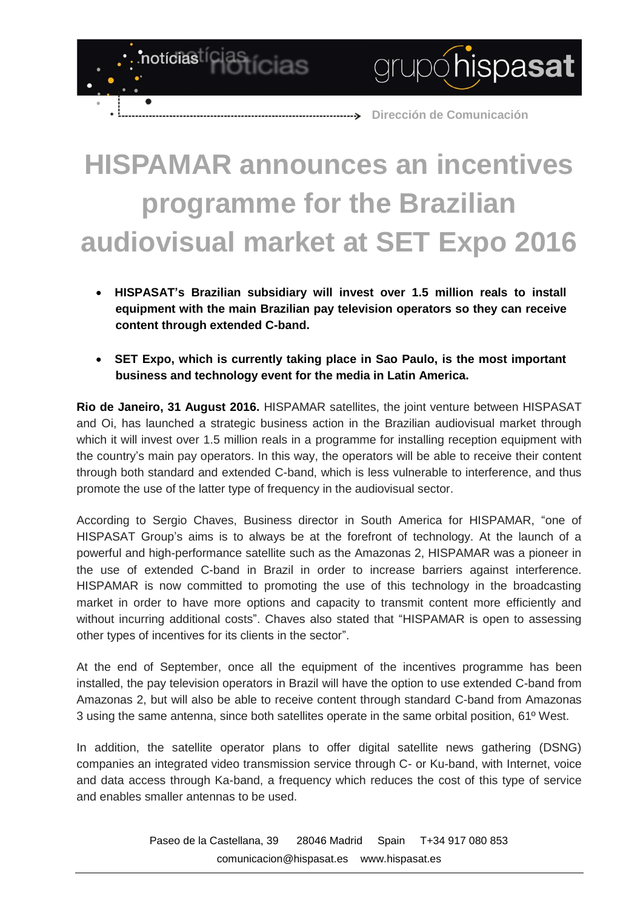# HISPAMAR announces an incentives programme for the Brazilian audiovisual market at SET Expo 2016

- **HISPASAT's Brazilian subsidiary will invest over 1.5 million reals to install equipment with the main Brazilian pay television operators so they can receive content through extended C-band.**

- **SET Expo, which is currently taking place in Sao Paulo, is the most important business and technology event for the media in Latin America.**

**Rio de Janeiro, 31 August 2016.** HISPAMAR satellites, the joint venture between HISPASAT and Oi, has launched a strategic business action in the Brazilian audiovisual market through which it will invest over 1.5 million reals in a programme for installing reception equipment with the country's main pay operators. In this way, the operators will be able to receive their content through both standard and extended C-band, which is less vulnerable to interference, and thus promote the use of the latter type of frequency in the audiovisual sector.

According to Sergio Chaves, Business director in South America for HISPAMAR, "one of HISPASAT Group's aims is to always be at the forefront of technology. At the launch of a powerful and high-performance satellite such as the Amazonas 2, HISPAMAR was a pioneer in the use of extended C-band in Brazil in order to increase barriers against interference. HISPAMAR is now committed to promoting the use of this technology in the broadcasting market in order to have more options and capacity to transmit content more efficiently and without incurring additional costs". Chaves also stated that "HISPAMAR is open to assessing other types of incentives for its clients in the sector".

At the end of September, once all the equipment of the incentives programme has been installed, the pay television operators in Brazil will have the option to use extended C-band from Amazonas 2, but will also be able to receive content through standard C-band from Amazonas 3 using the same antenna, since both satellites operate in the same orbital position, 61º West.

In addition, the satellite operator plans to offer digital satellite news gathering (DSNG) companies an integrated video transmission service through C- or Ku-band, with Internet, voice and data access through Ka-band, a frequency which reduces the cost of this type of service and enables smaller antennas to be used.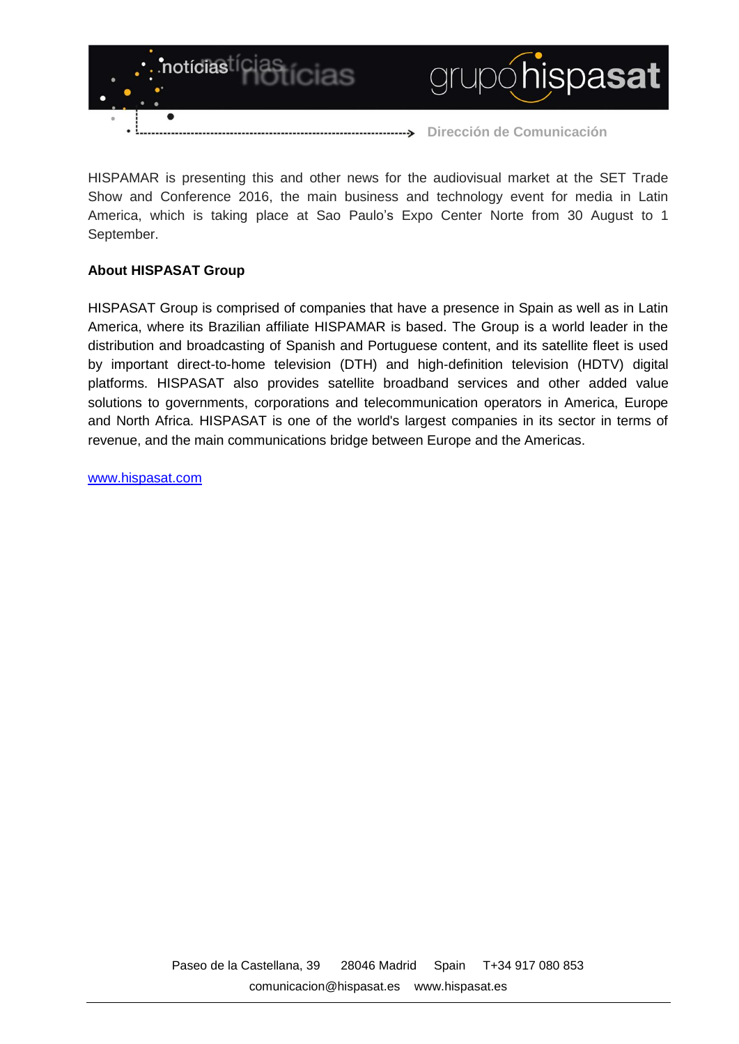HISPAMAR is presenting this and other news for the audiovisual market at the SET Trade Show and Conference 2016, the main business and technology event for media in Latin America, which is taking place at Sao Paulo's Expo Center Norte from 30 August to 1 September.

**About HISPASAT Group**

HISPASAT Group is comprised of companies that have a presence in Spain as well as in Latin America, where its Brazilian affiliate HISPAMAR is based. The Group is a world leader in the distribution and broadcasting of Spanish and Portuguese content, and its satellite fleet is used by important direct-to-home television (DTH) and high-definition television (HDTV) digital platforms. HISPASAT also provides satellite broadband services and other added value solutions to governments, corporations and telecommunication operators in America, Europe and North Africa. HISPASAT is one of the world's largest companies in its sector in terms of revenue, and the main communications bridge between Europe and the Americas.

www.hispasat.com